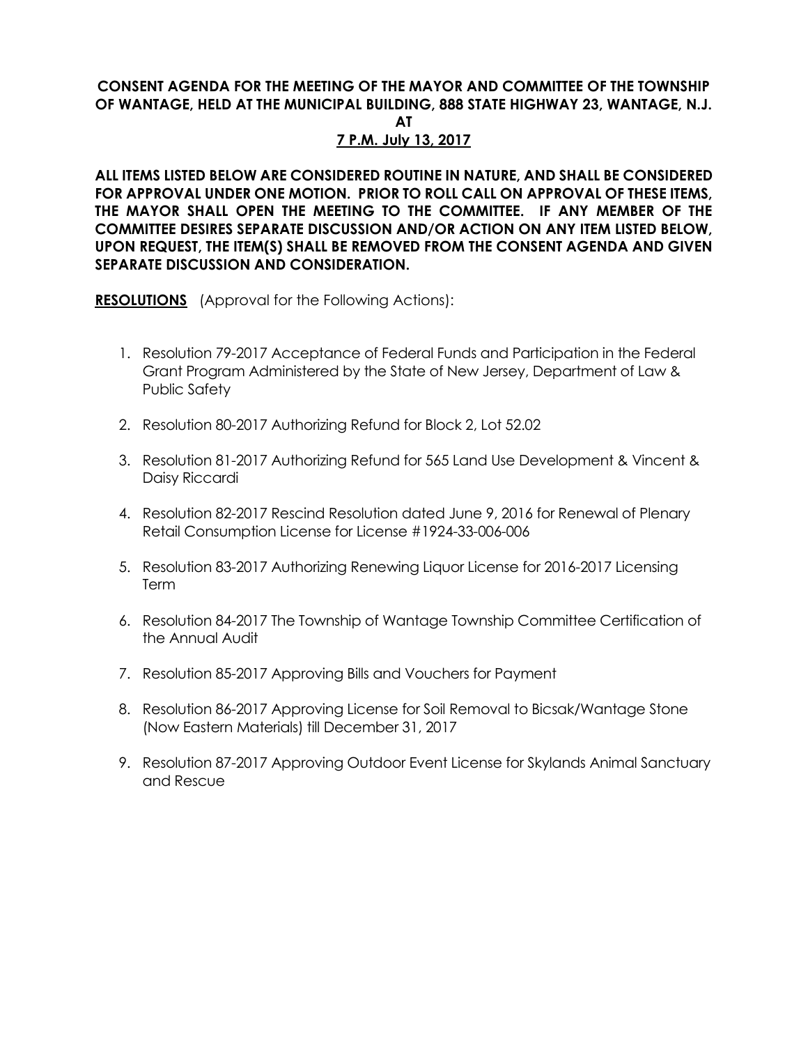**CONSENT AGENDA FOR THE MEETING OF THE MAYOR AND COMMITTEE OF THE TOWNSHIP OF WANTAGE, HELD AT THE MUNICIPAL BUILDING, 888 STATE HIGHWAY 23, WANTAGE, N.J. AT**

**7 P.M. July 13, 2017**

**ALL ITEMS LISTED BELOW ARE CONSIDERED ROUTINE IN NATURE, AND SHALL BE CONSIDERED FOR APPROVAL UNDER ONE MOTION. PRIOR TO ROLL CALL ON APPROVAL OF THESE ITEMS, THE MAYOR SHALL OPEN THE MEETING TO THE COMMITTEE. IF ANY MEMBER OF THE COMMITTEE DESIRES SEPARATE DISCUSSION AND/OR ACTION ON ANY ITEM LISTED BELOW, UPON REQUEST, THE ITEM(S) SHALL BE REMOVED FROM THE CONSENT AGENDA AND GIVEN SEPARATE DISCUSSION AND CONSIDERATION.**

**RESOLUTIONS** (Approval for the Following Actions):

1. Resolution 79-2017 Acceptance of Federal Funds and Participation in the Federal Grant Program Administered by the State of New Jersey, Department of Law & Public Safety
2. Resolution 80-2017 Authorizing Refund for Block 2, Lot 52.02
3. Resolution 81-2017 Authorizing Refund for 565 Land Use Development & Vincent & Daisy Riccardi
4. Resolution 82-2017 Rescind Resolution dated June 9, 2016 for Renewal of Plenary Retail Consumption License for License #1924-33-006-006
5. Resolution 83-2017 Authorizing Renewing Liquor License for 2016-2017 Licensing Term
6. Resolution 84-2017 The Township of Wantage Township Committee Certification of the Annual Audit
7. Resolution 85-2017 Approving Bills and Vouchers for Payment
8. Resolution 86-2017 Approving License for Soil Removal to Bicsak/Wantage Stone (Now Eastern Materials) till December 31, 2017
9. Resolution 87-2017 Approving Outdoor Event License for Skylands Animal Sanctuary and Rescue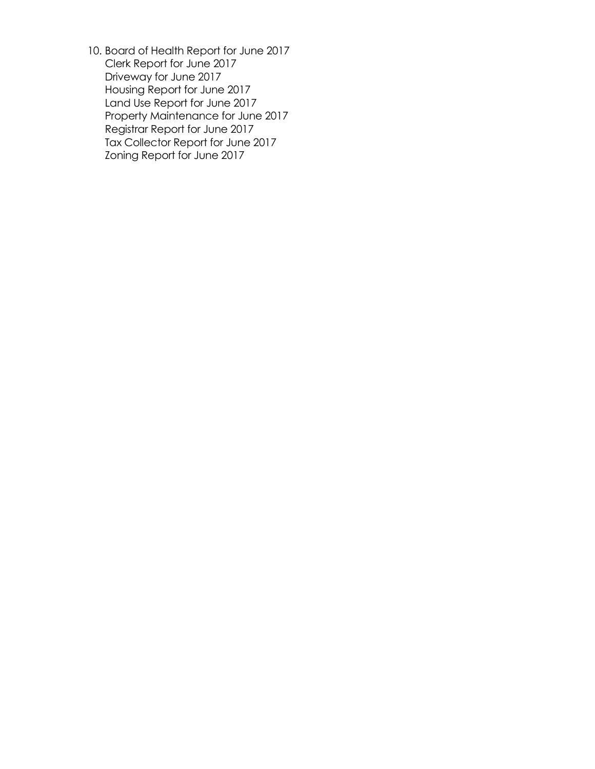10. Board of Health Report for June 2017  
    Clerk Report for June 2017  
    Driveway for June 2017  
    Housing Report for June 2017  
    Land Use Report for June 2017  
    Property Maintenance for June 2017  
    Registrar Report for June 2017  
    Tax Collector Report for June 2017  
    Zoning Report for June 2017